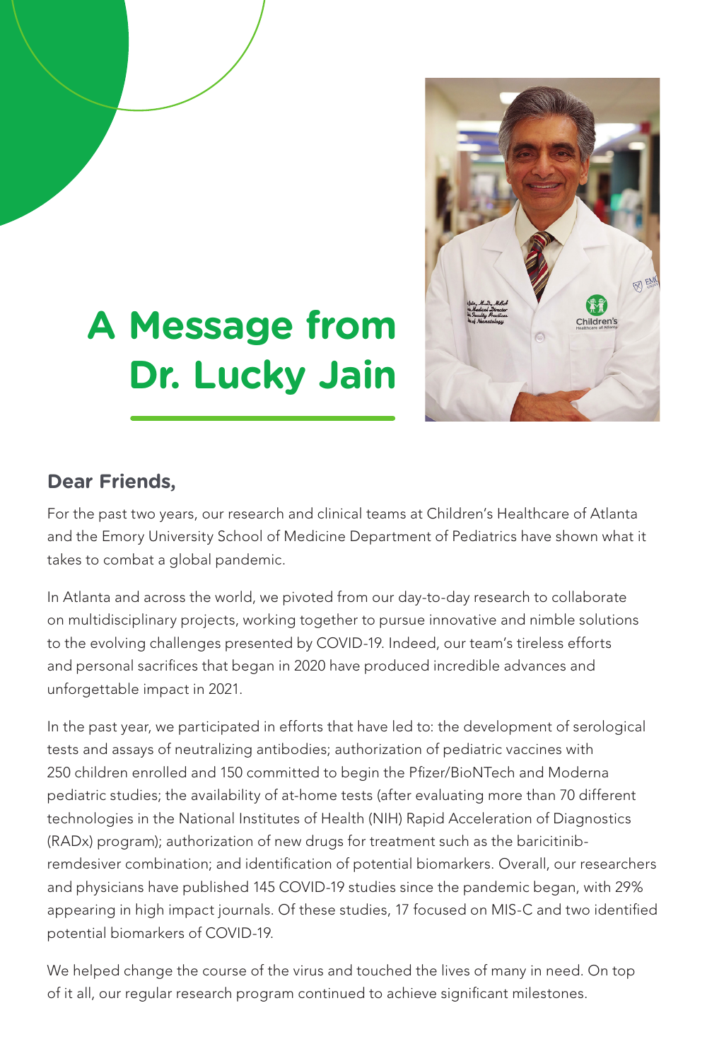# A Message from Dr. Lucky Jain

**Dear Friends,**

For the past two years, our research and clinical teams at Children's Healthcare of Atlanta and the Emory University School of Medicine Department of Pediatrics have shown what it takes to combat a global pandemic.

In Atlanta and across the world, we pivoted from our day-to-day research to collaborate on multidisciplinary projects, working together to pursue innovative and nimble solutions to the evolving challenges presented by COVID-19. Indeed, our team's tireless efforts and personal sacrifices that began in 2020 have produced incredible advances and unforgettable impact in 2021.

In the past year, we participated in efforts that have led to: the development of serological tests and assays of neutralizing antibodies; authorization of pediatric vaccines with 250 children enrolled and 150 committed to begin the Pfizer/BioNTech and Moderna pediatric studies; the availability of at-home tests (after evaluating more than 70 different technologies in the National Institutes of Health (NIH) Rapid Acceleration of Diagnostics (RADx) program); authorization of new drugs for treatment such as the baricitinib-remdesiver combination; and identification of potential biomarkers. Overall, our researchers and physicians have published 145 COVID-19 studies since the pandemic began, with 29% appearing in high impact journals. Of these studies, 17 focused on MIS-C and two identified potential biomarkers of COVID-19.

We helped change the course of the virus and touched the lives of many in need. On top of it all, our regular research program continued to achieve significant milestones.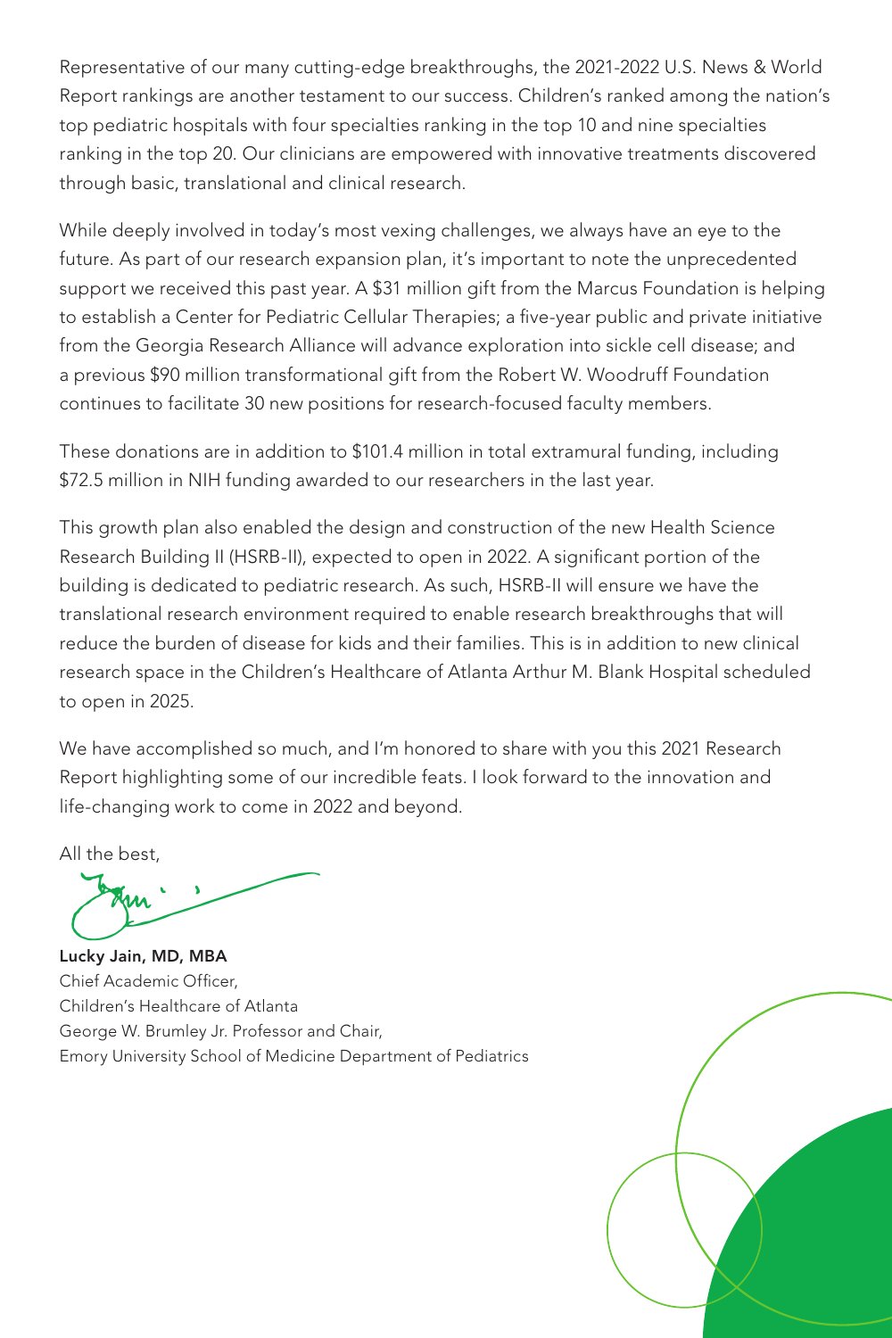Representative of our many cutting-edge breakthroughs, the 2021-2022 U.S. News & World Report rankings are another testament to our success. Children's ranked among the nation's top pediatric hospitals with four specialties ranking in the top 10 and nine specialties ranking in the top 20. Our clinicians are empowered with innovative treatments discovered through basic, translational and clinical research.

While deeply involved in today's most vexing challenges, we always have an eye to the future. As part of our research expansion plan, it's important to note the unprecedented support we received this past year. A $31 million gift from the Marcus Foundation is helping to establish a Center for Pediatric Cellular Therapies; a five-year public and private initiative from the Georgia Research Alliance will advance exploration into sickle cell disease; and a previous $90 million transformational gift from the Robert W. Woodruff Foundation continues to facilitate 30 new positions for research-focused faculty members.

These donations are in addition to $101.4 million in total extramural funding, including $72.5 million in NIH funding awarded to our researchers in the last year.

This growth plan also enabled the design and construction of the new Health Science Research Building II (HSRB-II), expected to open in 2022. A significant portion of the building is dedicated to pediatric research. As such, HSRB-II will ensure we have the translational research environment required to enable research breakthroughs that will reduce the burden of disease for kids and their families. This is in addition to new clinical research space in the Children's Healthcare of Atlanta Arthur M. Blank Hospital scheduled to open in 2025.

We have accomplished so much, and I'm honored to share with you this 2021 Research Report highlighting some of our incredible feats. I look forward to the innovation and life-changing work to come in 2022 and beyond.

All the best,

**Lucky Jain, MD, MBA**
Chief Academic Officer,
Children's Healthcare of Atlanta
George W. Brumley Jr. Professor and Chair,
Emory University School of Medicine Department of Pediatrics